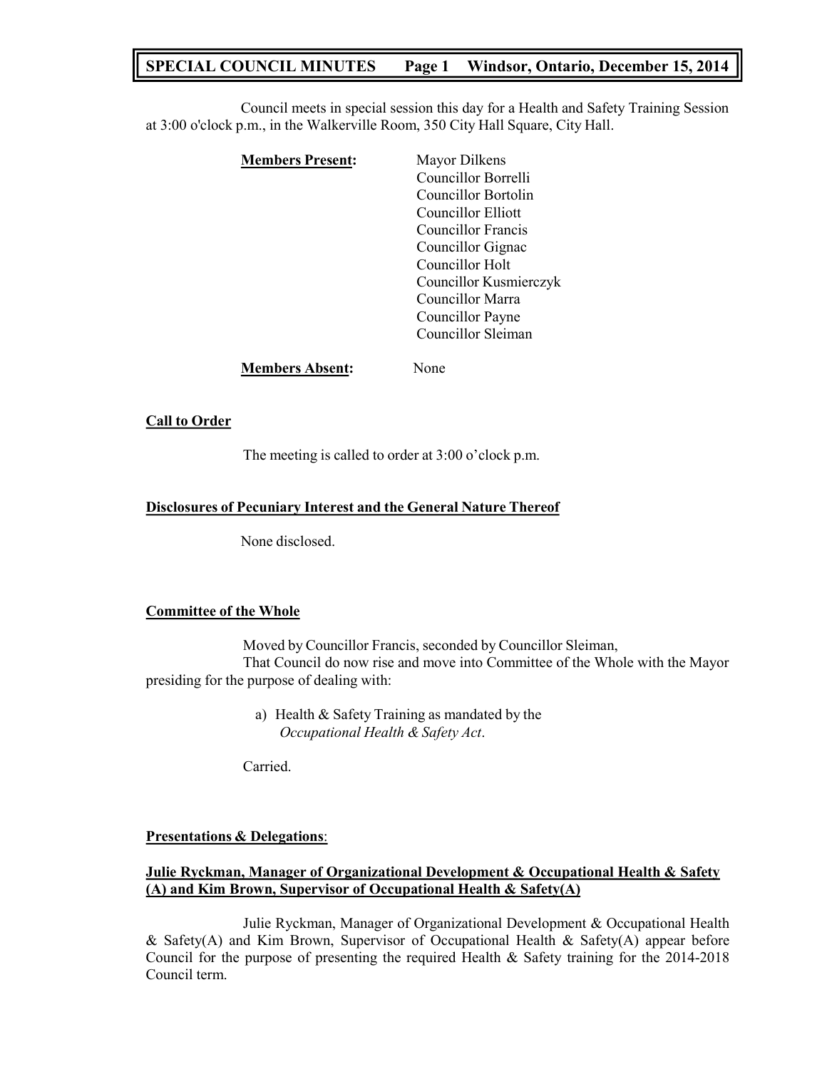# SPECIAL COUNCIL MINUTES Page 1 Windsor, Ontario, December 15, 2014

Council meets in special session this day for a Health and Safety Training Session at 3:00 o'clock p.m., in the Walkerville Room, 350 City Hall Square, City Hall.

**Members Present:**

Mayor Dilkens
Councillor Borrelli
Councillor Bortolin
Councillor Elliott
Councillor Francis
Councillor Gignac
Councillor Holt
Councillor Kusmierczyk
Councillor Marra
Councillor Payne
Councillor Sleiman

**Members Absent:** None

## Call to Order

The meeting is called to order at 3:00 o'clock p.m.

## Disclosures of Pecuniary Interest and the General Nature Thereof

None disclosed.

## Committee of the Whole

Moved by Councillor Francis, seconded by Councillor Sleiman,

That Council do now rise and move into Committee of the Whole with the Mayor presiding for the purpose of dealing with:

a) Health & Safety Training as mandated by the *Occupational Health & Safety Act*.

Carried.

## Presentations & Delegations:

### Julie Ryckman, Manager of Organizational Development & Occupational Health & Safety (A) and Kim Brown, Supervisor of Occupational Health & Safety(A)

Julie Ryckman, Manager of Organizational Development & Occupational Health & Safety(A) and Kim Brown, Supervisor of Occupational Health & Safety(A) appear before Council for the purpose of presenting the required Health & Safety training for the 2014-2018 Council term.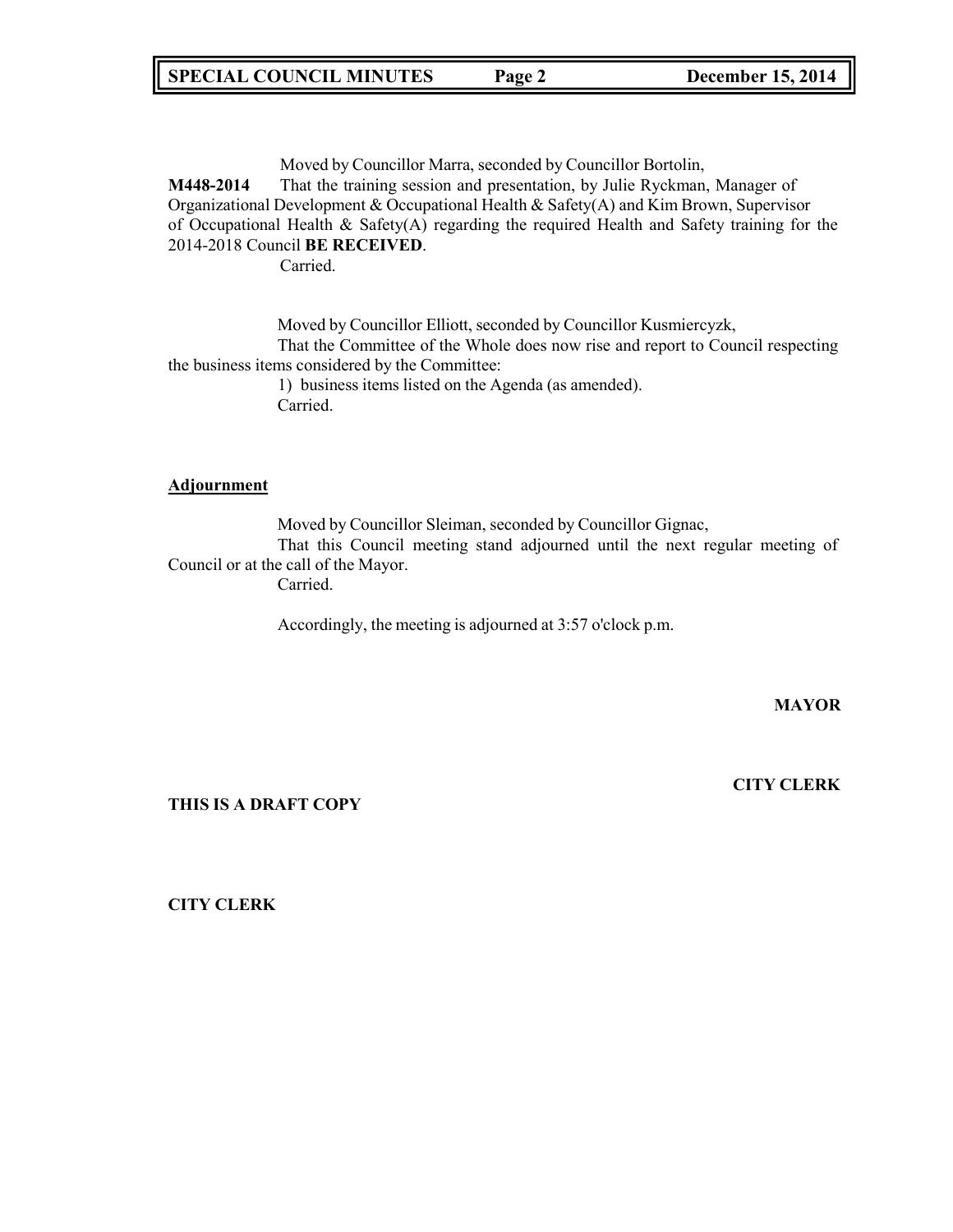Moved by Councillor Marra, seconded by Councillor Bortolin,

**M448-2014** That the training session and presentation, by Julie Ryckman, Manager of Organizational Development & Occupational Health & Safety(A) and Kim Brown, Supervisor of Occupational Health & Safety(A) regarding the required Health and Safety training for the 2014-2018 Council **BE RECEIVED**.

Carried.

Moved by Councillor Elliott, seconded by Councillor Kusmiercyzk,

That the Committee of the Whole does now rise and report to Council respecting the business items considered by the Committee:

1) business items listed on the Agenda (as amended).

Carried.

**Adjournment**

Moved by Councillor Sleiman, seconded by Councillor Gignac,

That this Council meeting stand adjourned until the next regular meeting of Council or at the call of the Mayor.

Carried.

Accordingly, the meeting is adjourned at 3:57 o'clock p.m.

**MAYOR**

**CITY CLERK**

**THIS IS A DRAFT COPY**

**CITY CLERK**